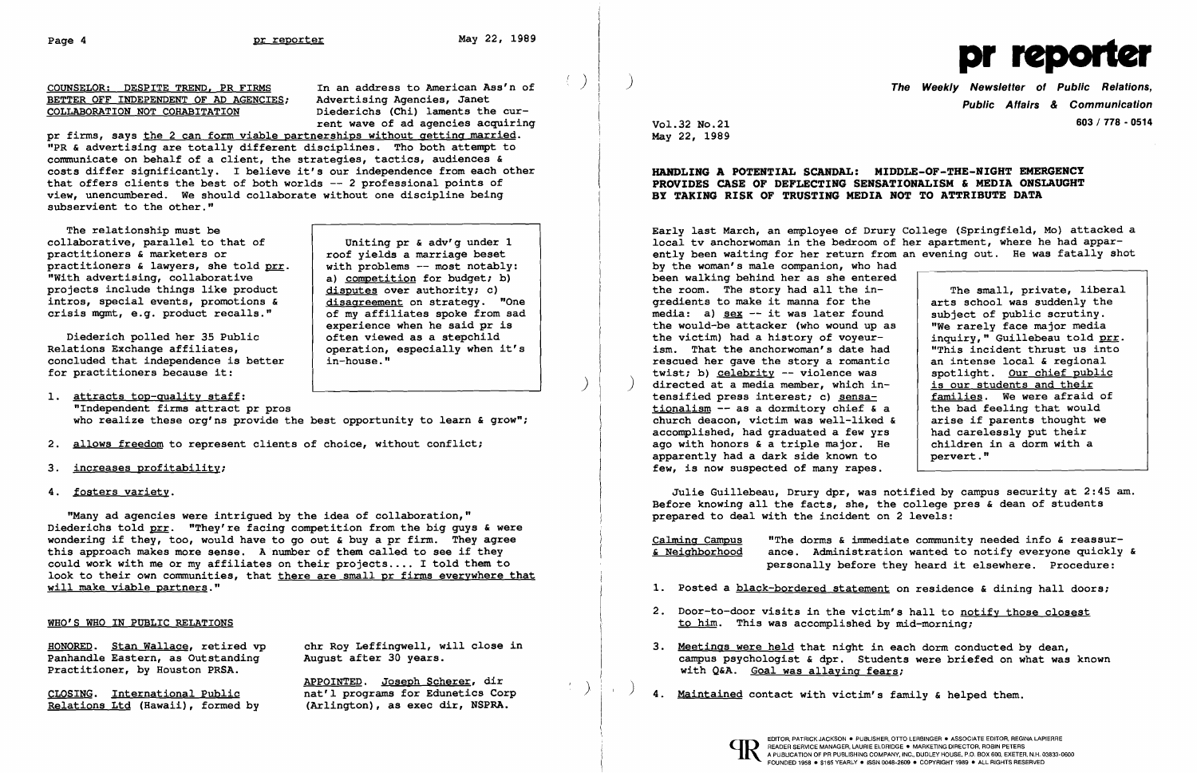## COUNSELOR: DESPITE TREND, PR FIRMS BETTER OFF INDEPENDENT OF AD AGENCIES; COLLABORATION NOT COHABITATION

In an address to American Ass'n of Advertising Agencies, Janet Diederichs (Chi) laments the current wave of ad agencies acquiring pr firms, says the 2 can form viable partnerships without getting married. "PR & advertising are totally different disciplines. Tho both attempt to communicate on behalf of a client, the strategies, tactics, audiences & costs differ significantly. I believe it's our independence from each other that offers clients the best of both worlds -- 2 professional points of view, unencumbered. We should collaborate without one discipline being subservient to the other."

The relationship must be collaborative, parallel to that of practitioners & marketers or practitioners & lawyers, she told prr. "With advertising, collaborative projects include things like product intros, special events, promotions & crisis mgmt, e.g. product recalls."

> Uniting pr & adv'g under 1 roof yields a marriage beset with problems -- most notably: a) competition for budget; b) disputes over authority; c) disagreement on strategy. "One of my affiliates spoke from sad experience when he said pr is often viewed as a stepchild operation, especially when it's in-house."

Diederich polled her 35 Public Relations Exchange affiliates, concluded that independence is better for practitioners because it:

1. attracts top-quality staff: "Independent firms attract pr pros who realize these org'ns provide the best opportunity to learn & grow";
2. allows freedom to represent clients of choice, without conflict;
3. increases profitability;
4. fosters variety.

"Many ad agencies were intrigued by the idea of collaboration," Diederichs told prr. "They're facing competition from the big guys & were wondering if they, too, would have to go out & buy a pr firm. They agree this approach makes more sense. A number of them called to see if they could work with me or my affiliates on their projects.... I told them to look to their own communities, that there are small pr firms everywhere that will make viable partners."

## WHO'S WHO IN PUBLIC RELATIONS

HONORED. Stan Wallace, retired vp Panhandle Eastern, as Outstanding Practitioner, by Houston PRSA.

CLOSING. International Public Relations Ltd (Hawaii), formed by chr Roy Leffingwell, will close in August after 30 years.

APPOINTED. Joseph Scherer, dir nat'l programs for Edunetics Corp (Arlington), as exec dir, NSPRA.

# pr reporter

**The Weekly Newsletter of Public Relations, Public Affairs & Communication**

603 / 778 - 0514

Vol.32 No.21
May 22, 1989

## HANDLING A POTENTIAL SCANDAL: MIDDLE-OF-THE-NIGHT EMERGENCY PROVIDES CASE OF DEFLECTING SENSATIONALISM & MEDIA ONSLAUGHT BY TAKING RISK OF TRUSTING MEDIA NOT TO ATTRIBUTE DATA

Early last March, an employee of Drury College (Springfield, Mo) attacked a local tv anchorwoman in the bedroom of her apartment, where he had apparently been waiting for her return from an evening out. He was fatally shot by the woman's male companion, who had been walking behind her as she entered the room. The story had all the ingredients to make it manna for the media: a) sex -- it was later found the would-be attacker (who wound up as the victim) had a history of voyeurism. That the anchorwoman's date had rescued her gave the story a romantic twist; b) celebrity -- violence was directed at a media member, which intensified press interest; c) sensationalism -- as a dormitory chief & a church deacon, victim was well-liked & accomplished, had graduated a few yrs ago with honors & a triple major. He apparently had a dark side known to few, is now suspected of many rapes.

> The small, private, liberal arts school was suddenly the subject of public scrutiny. "We rarely face major media inquiry," Guillebeau told prr. "This incident thrust us into an intense local & regional spotlight. Our chief public is our students and their families. We were afraid of the bad feeling that would arise if parents thought we had carelessly put their children in a dorm with a pervert."

Julie Guillebeau, Drury dpr, was notified by campus security at 2:45 am. Before knowing all the facts, she, the college pres & dean of students prepared to deal with the incident on 2 levels:

Calming Campus & Neighborhood: "The dorms & immediate community needed info & reassurance. Administration wanted to notify everyone quickly & personally before they heard it elsewhere. Procedure:

1. Posted a black-bordered statement on residence & dining hall doors;
2. Door-to-door visits in the victim's hall to notify those closest to him. This was accomplished by mid-morning;
3. Meetings were held that night in each dorm conducted by dean, campus psychologist & dpr. Students were briefed on what was known with Q&A. Goal was allaying fears;
4. Maintained contact with victim's family & helped them.

EDITOR, PATRICK JACKSON • PUBLISHER, OTTO LERBINGER • ASSOCIATE EDITOR, REGINA LAPIERRE • READER SERVICE MANAGER, LAURIE ELDRIDGE • MARKETING DIRECTOR, ROBIN PETERS • A PUBLICATION OF PR PUBLISHING COMPANY, INC., DUDLEY HOUSE, P.O. BOX 600, EXETER, N.H. 03833-0600 • FOUNDED 1958 • $165 YEARLY • ISSN 0048-2609 • COPYRIGHT 1989 • ALL RIGHTS RESERVED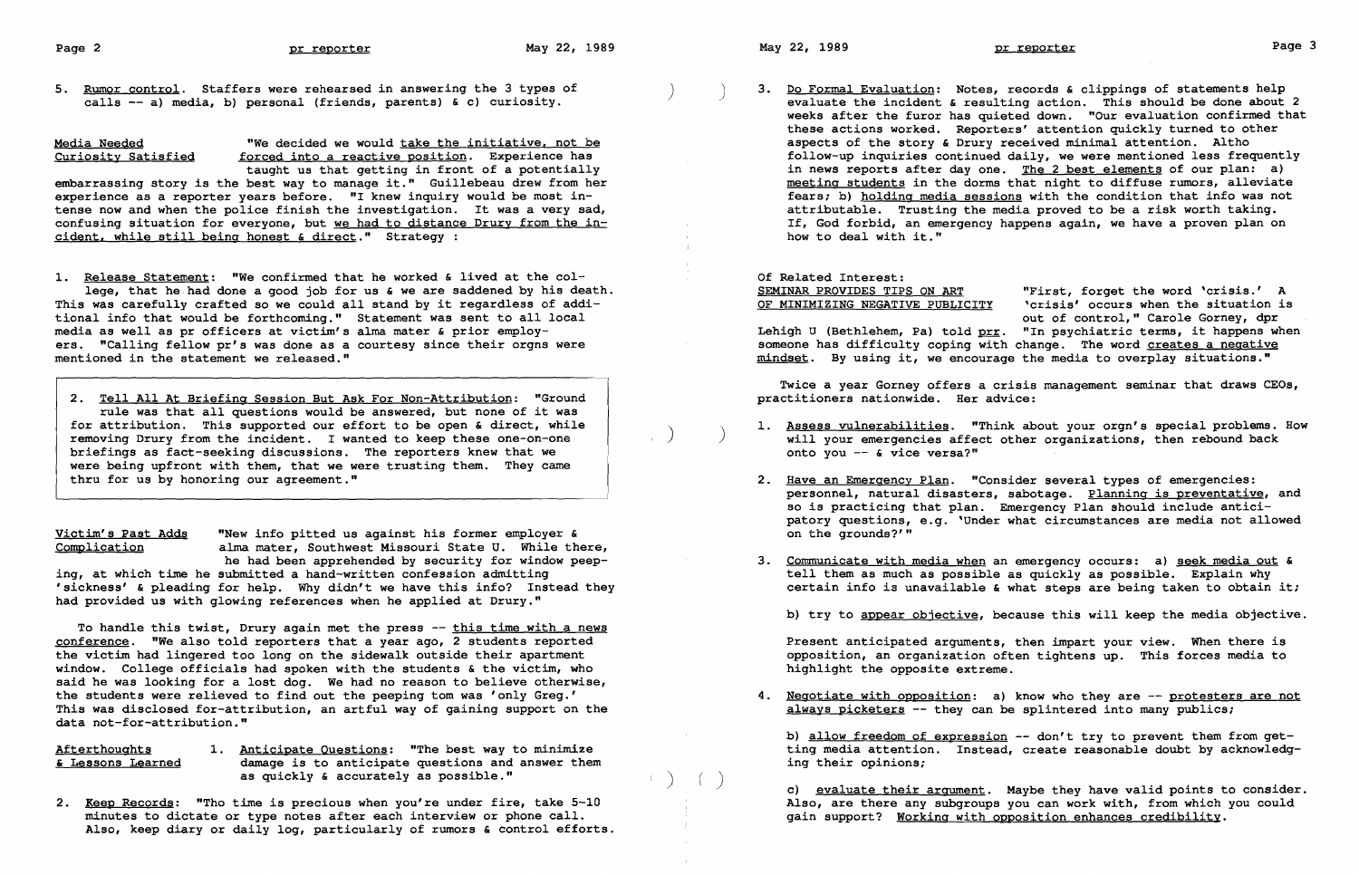5. Rumor control. Staffers were rehearsed in answering the 3 types of calls -- a) media, b) personal (friends, parents) & c) curiosity.

**Media Needed Curiosity Satisfied**

"We decided we would take the initiative, not be forced into a reactive position. Experience has taught us that getting in front of a potentially embarrassing story is the best way to manage it." Guillebeau drew from her experience as a reporter years before. "I knew inquiry would be most intense now and when the police finish the investigation. It was a very sad, confusing situation for everyone, but we had to distance Drury from the incident, while still being honest & direct." Strategy :

1. Release Statement: "We confirmed that he worked & lived at the college, that he had done a good job for us & we are saddened by his death. This was carefully crafted so we could all stand by it regardless of additional info that would be forthcoming." Statement was sent to all local media as well as pr officers at victim's alma mater & prior employers. "Calling fellow pr's was done as a courtesy since their orgns were mentioned in the statement we released."

2. Tell All At Briefing Session But Ask For Non-Attribution: "Ground rule was that all questions would be answered, but none of it was for attribution. This supported our effort to be open & direct, while removing Drury from the incident. I wanted to keep these one-on-one briefings as fact-seeking discussions. The reporters knew that we were being upfront with them, that we were trusting them. They came thru for us by honoring our agreement."

**Victim's Past Adds Complication**

"New info pitted us against his former employer & alma mater, Southwest Missouri State U. While there, he had been apprehended by security for window peeping, at which time he submitted a hand-written confession admitting 'sickness' & pleading for help. Why didn't we have this info? Instead they had provided us with glowing references when he applied at Drury."

To handle this twist, Drury again met the press -- this time with a news conference. "We also told reporters that a year ago, 2 students reported the victim had lingered too long on the sidewalk outside their apartment window. College officials had spoken with the students & the victim, who said he was looking for a lost dog. We had no reason to believe otherwise, the students were relieved to find out the peeping tom was 'only Greg.' This was disclosed for-attribution, an artful way of gaining support on the data not-for-attribution."

**Afterthoughts & Lessons Learned**

1. Anticipate Questions: "The best way to minimize damage is to anticipate questions and answer them as quickly & accurately as possible."

2. Keep Records: "Tho time is precious when you're under fire, take 5-10 minutes to dictate or type notes after each interview or phone call. Also, keep diary or daily log, particularly of rumors & control efforts.

3. Do Formal Evaluation: Notes, records & clippings of statements help evaluate the incident & resulting action. This should be done about 2 weeks after the furor has quieted down. "Our evaluation confirmed that these actions worked. Reporters' attention quickly turned to other aspects of the story & Drury received minimal attention. Altho follow-up inquiries continued daily, we were mentioned less frequently in news reports after day one. The 2 best elements of our plan: a) meeting students in the dorms that night to diffuse rumors, alleviate fears; b) holding media sessions with the condition that info was not attributable. Trusting the media proved to be a risk worth taking. If, God forbid, an emergency happens again, we have a proven plan on how to deal with it."

Of Related Interest:

**SEMINAR PROVIDES TIPS ON ART OF MINIMIZING NEGATIVE PUBLICITY**

"First, forget the word 'crisis.' A 'crisis' occurs when the situation is out of control," Carole Gorney, dpr Lehigh U (Bethlehem, Pa) told prr. "In psychiatric terms, it happens when someone has difficulty coping with change. The word creates a negative mindset. By using it, we encourage the media to overplay situations."

Twice a year Gorney offers a crisis management seminar that draws CEOs, practitioners nationwide. Her advice:

1. Assess vulnerabilities. "Think about your orgn's special problems. How will your emergencies affect other organizations, then rebound back onto you -- & vice versa?"

2. Have an Emergency Plan. "Consider several types of emergencies: personnel, natural disasters, sabotage. Planning is preventative, and so is practicing that plan. Emergency Plan should include anticipatory questions, e.g. 'Under what circumstances are media not allowed on the grounds?'"

3. Communicate with media when an emergency occurs: a) seek media out & tell them as much as possible as quickly as possible. Explain why certain info is unavailable & what steps are being taken to obtain it;

   b) try to appear objective, because this will keep the media objective.

   Present anticipated arguments, then impart your view. When there is opposition, an organization often tightens up. This forces media to highlight the opposite extreme.

4. Negotiate with opposition: a) know who they are -- protesters are not always picketers -- they can be splintered into many publics;

   b) allow freedom of expression -- don't try to prevent them from getting media attention. Instead, create reasonable doubt by acknowledging their opinions;

   c) evaluate their argument. Maybe they have valid points to consider. Also, are there any subgroups you can work with, from which you could gain support? Working with opposition enhances credibility.